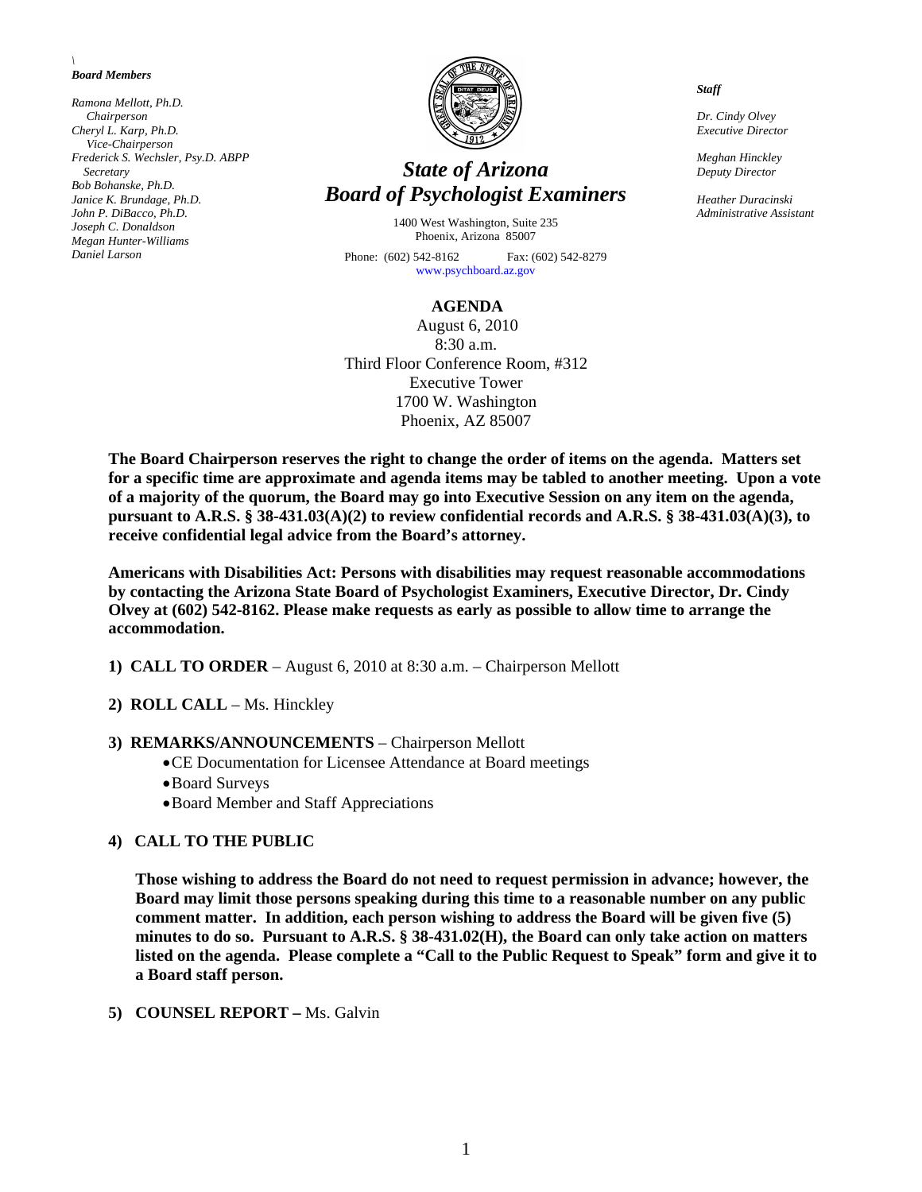\
***Board Members***

*Ramona Mellott, Ph.D.*
*Chairperson*
*Cheryl L. Karp, Ph.D.*
*Vice-Chairperson*
*Frederick S. Wechsler, Psy.D. ABPP*
*Secretary*
*Bob Bohanske, Ph.D.*
*Janice K. Brundage, Ph.D.*
*John P. DiBacco, Ph.D.*
*Joseph C. Donaldson*
*Megan Hunter-Williams*
*Daniel Larson*

# *State of Arizona*
# *Board of Psychologist Examiners*

1400 West Washington, Suite 235
Phoenix, Arizona 85007

Phone: (602) 542-8162 Fax: (602) 542-8279
www.psychboard.az.gov

***Staff***

*Dr. Cindy Olvey*
*Executive Director*

*Meghan Hinckley*
*Deputy Director*

*Heather Duracinski*
*Administrative Assistant*

## AGENDA

August 6, 2010
8:30 a.m.
Third Floor Conference Room, #312
Executive Tower
1700 W. Washington
Phoenix, AZ 85007

**The Board Chairperson reserves the right to change the order of items on the agenda. Matters set for a specific time are approximate and agenda items may be tabled to another meeting. Upon a vote of a majority of the quorum, the Board may go into Executive Session on any item on the agenda, pursuant to A.R.S. § 38-431.03(A)(2) to review confidential records and A.R.S. § 38-431.03(A)(3), to receive confidential legal advice from the Board's attorney.**

**Americans with Disabilities Act: Persons with disabilities may request reasonable accommodations by contacting the Arizona State Board of Psychologist Examiners, Executive Director, Dr. Cindy Olvey at (602) 542-8162. Please make requests as early as possible to allow time to arrange the accommodation.**

**1) CALL TO ORDER** – August 6, 2010 at 8:30 a.m. – Chairperson Mellott

**2) ROLL CALL** – Ms. Hinckley

**3) REMARKS/ANNOUNCEMENTS** – Chairperson Mellott
- CE Documentation for Licensee Attendance at Board meetings
- Board Surveys
- Board Member and Staff Appreciations

**4) CALL TO THE PUBLIC**

**Those wishing to address the Board do not need to request permission in advance; however, the Board may limit those persons speaking during this time to a reasonable number on any public comment matter. In addition, each person wishing to address the Board will be given five (5) minutes to do so. Pursuant to A.R.S. § 38-431.02(H), the Board can only take action on matters listed on the agenda. Please complete a "Call to the Public Request to Speak" form and give it to a Board staff person.**

**5) COUNSEL REPORT –** Ms. Galvin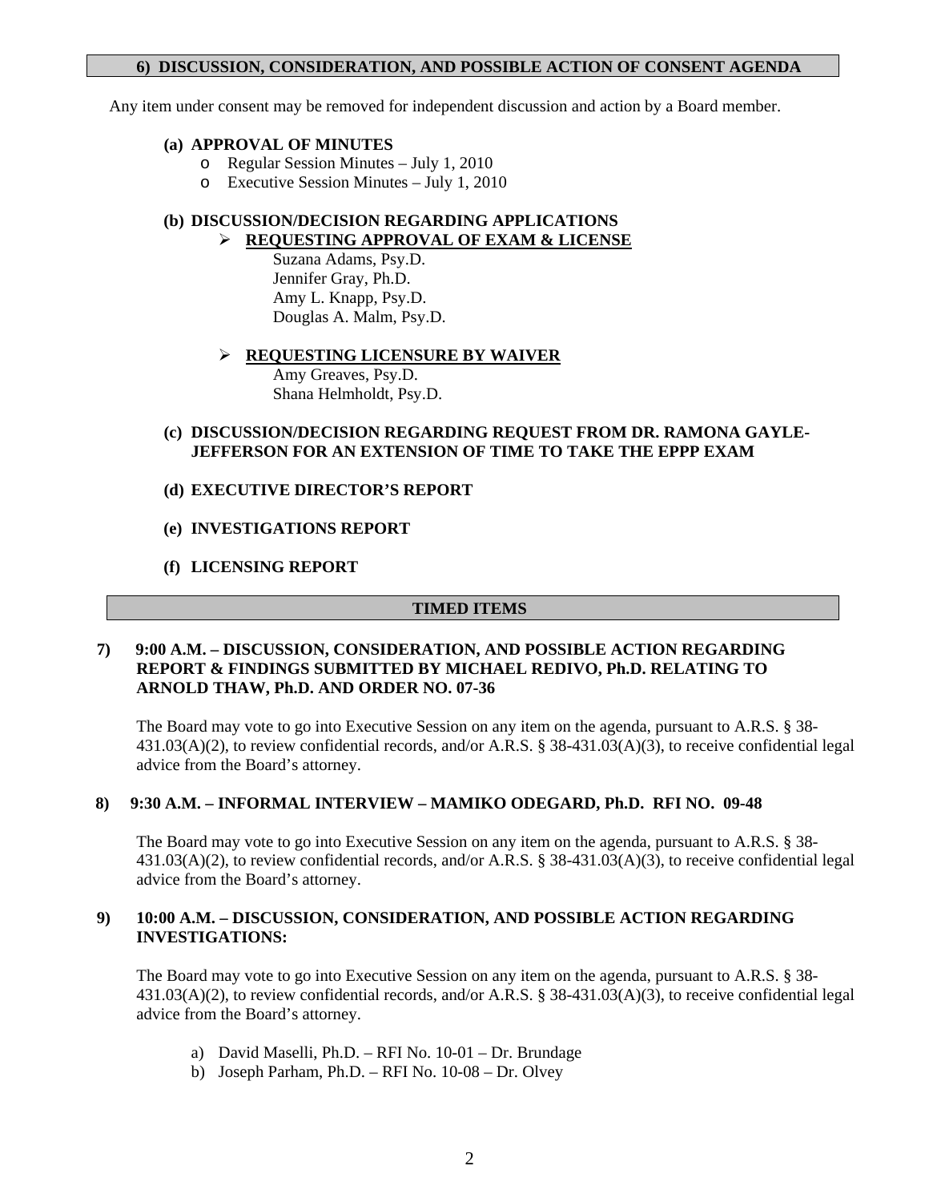## 6) DISCUSSION, CONSIDERATION, AND POSSIBLE ACTION OF CONSENT AGENDA

Any item under consent may be removed for independent discussion and action by a Board member.

**(a) APPROVAL OF MINUTES**

- Regular Session Minutes – July 1, 2010
- Executive Session Minutes – July 1, 2010

**(b) DISCUSSION/DECISION REGARDING APPLICATIONS**

- **REQUESTING APPROVAL OF EXAM & LICENSE**

  Suzana Adams, Psy.D.
  Jennifer Gray, Ph.D.
  Amy L. Knapp, Psy.D.
  Douglas A. Malm, Psy.D.

- **REQUESTING LICENSURE BY WAIVER**

  Amy Greaves, Psy.D.
  Shana Helmholdt, Psy.D.

**(c) DISCUSSION/DECISION REGARDING REQUEST FROM DR. RAMONA GAYLE-JEFFERSON FOR AN EXTENSION OF TIME TO TAKE THE EPPP EXAM**

**(d) EXECUTIVE DIRECTOR'S REPORT**

**(e) INVESTIGATIONS REPORT**

**(f) LICENSING REPORT**

## TIMED ITEMS

**7) 9:00 A.M. – DISCUSSION, CONSIDERATION, AND POSSIBLE ACTION REGARDING REPORT & FINDINGS SUBMITTED BY MICHAEL REDIVO, Ph.D. RELATING TO ARNOLD THAW, Ph.D. AND ORDER NO. 07-36**

The Board may vote to go into Executive Session on any item on the agenda, pursuant to A.R.S. § 38-431.03(A)(2), to review confidential records, and/or A.R.S. § 38-431.03(A)(3), to receive confidential legal advice from the Board's attorney.

**8) 9:30 A.M. – INFORMAL INTERVIEW – MAMIKO ODEGARD, Ph.D. RFI NO. 09-48**

The Board may vote to go into Executive Session on any item on the agenda, pursuant to A.R.S. § 38-431.03(A)(2), to review confidential records, and/or A.R.S. § 38-431.03(A)(3), to receive confidential legal advice from the Board's attorney.

**9) 10:00 A.M. – DISCUSSION, CONSIDERATION, AND POSSIBLE ACTION REGARDING INVESTIGATIONS:**

The Board may vote to go into Executive Session on any item on the agenda, pursuant to A.R.S. § 38-431.03(A)(2), to review confidential records, and/or A.R.S. § 38-431.03(A)(3), to receive confidential legal advice from the Board's attorney.

a) David Maselli, Ph.D. – RFI No. 10-01 – Dr. Brundage
b) Joseph Parham, Ph.D. – RFI No. 10-08 – Dr. Olvey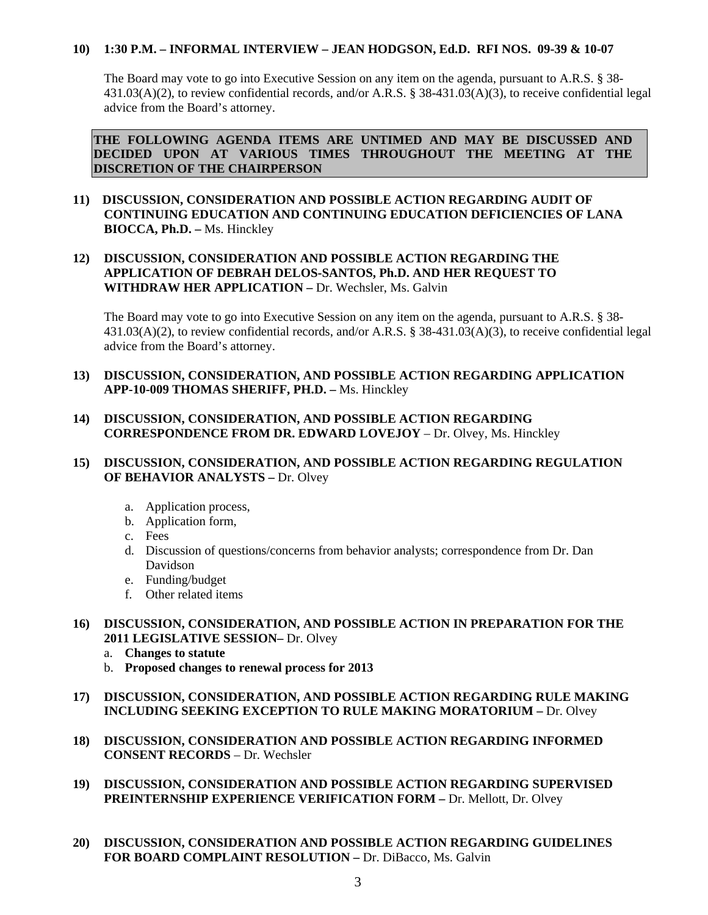**10) 1:30 P.M. – INFORMAL INTERVIEW – JEAN HODGSON, Ed.D. RFI NOS. 09-39 & 10-07**

The Board may vote to go into Executive Session on any item on the agenda, pursuant to A.R.S. § 38-431.03(A)(2), to review confidential records, and/or A.R.S. § 38-431.03(A)(3), to receive confidential legal advice from the Board's attorney.

**THE FOLLOWING AGENDA ITEMS ARE UNTIMED AND MAY BE DISCUSSED AND DECIDED UPON AT VARIOUS TIMES THROUGHOUT THE MEETING AT THE DISCRETION OF THE CHAIRPERSON**

**11) DISCUSSION, CONSIDERATION AND POSSIBLE ACTION REGARDING AUDIT OF CONTINUING EDUCATION AND CONTINUING EDUCATION DEFICIENCIES OF LANA BIOCCA, Ph.D. –** Ms. Hinckley

**12) DISCUSSION, CONSIDERATION AND POSSIBLE ACTION REGARDING THE APPLICATION OF DEBRAH DELOS-SANTOS, Ph.D. AND HER REQUEST TO WITHDRAW HER APPLICATION –** Dr. Wechsler, Ms. Galvin

The Board may vote to go into Executive Session on any item on the agenda, pursuant to A.R.S. § 38-431.03(A)(2), to review confidential records, and/or A.R.S. § 38-431.03(A)(3), to receive confidential legal advice from the Board's attorney.

**13) DISCUSSION, CONSIDERATION, AND POSSIBLE ACTION REGARDING APPLICATION APP-10-009 THOMAS SHERIFF, PH.D. –** Ms. Hinckley

**14) DISCUSSION, CONSIDERATION, AND POSSIBLE ACTION REGARDING CORRESPONDENCE FROM DR. EDWARD LOVEJOY** – Dr. Olvey, Ms. Hinckley

**15) DISCUSSION, CONSIDERATION, AND POSSIBLE ACTION REGARDING REGULATION OF BEHAVIOR ANALYSTS –** Dr. Olvey

a. Application process,
b. Application form,
c. Fees
d. Discussion of questions/concerns from behavior analysts; correspondence from Dr. Dan Davidson
e. Funding/budget
f. Other related items

**16) DISCUSSION, CONSIDERATION, AND POSSIBLE ACTION IN PREPARATION FOR THE 2011 LEGISLATIVE SESSION–** Dr. Olvey

a. **Changes to statute**
b. **Proposed changes to renewal process for 2013**

**17) DISCUSSION, CONSIDERATION, AND POSSIBLE ACTION REGARDING RULE MAKING INCLUDING SEEKING EXCEPTION TO RULE MAKING MORATORIUM –** Dr. Olvey

**18) DISCUSSION, CONSIDERATION AND POSSIBLE ACTION REGARDING INFORMED CONSENT RECORDS** – Dr. Wechsler

**19) DISCUSSION, CONSIDERATION AND POSSIBLE ACTION REGARDING SUPERVISED PREINTERNSHIP EXPERIENCE VERIFICATION FORM –** Dr. Mellott, Dr. Olvey

**20) DISCUSSION, CONSIDERATION AND POSSIBLE ACTION REGARDING GUIDELINES FOR BOARD COMPLAINT RESOLUTION –** Dr. DiBacco, Ms. Galvin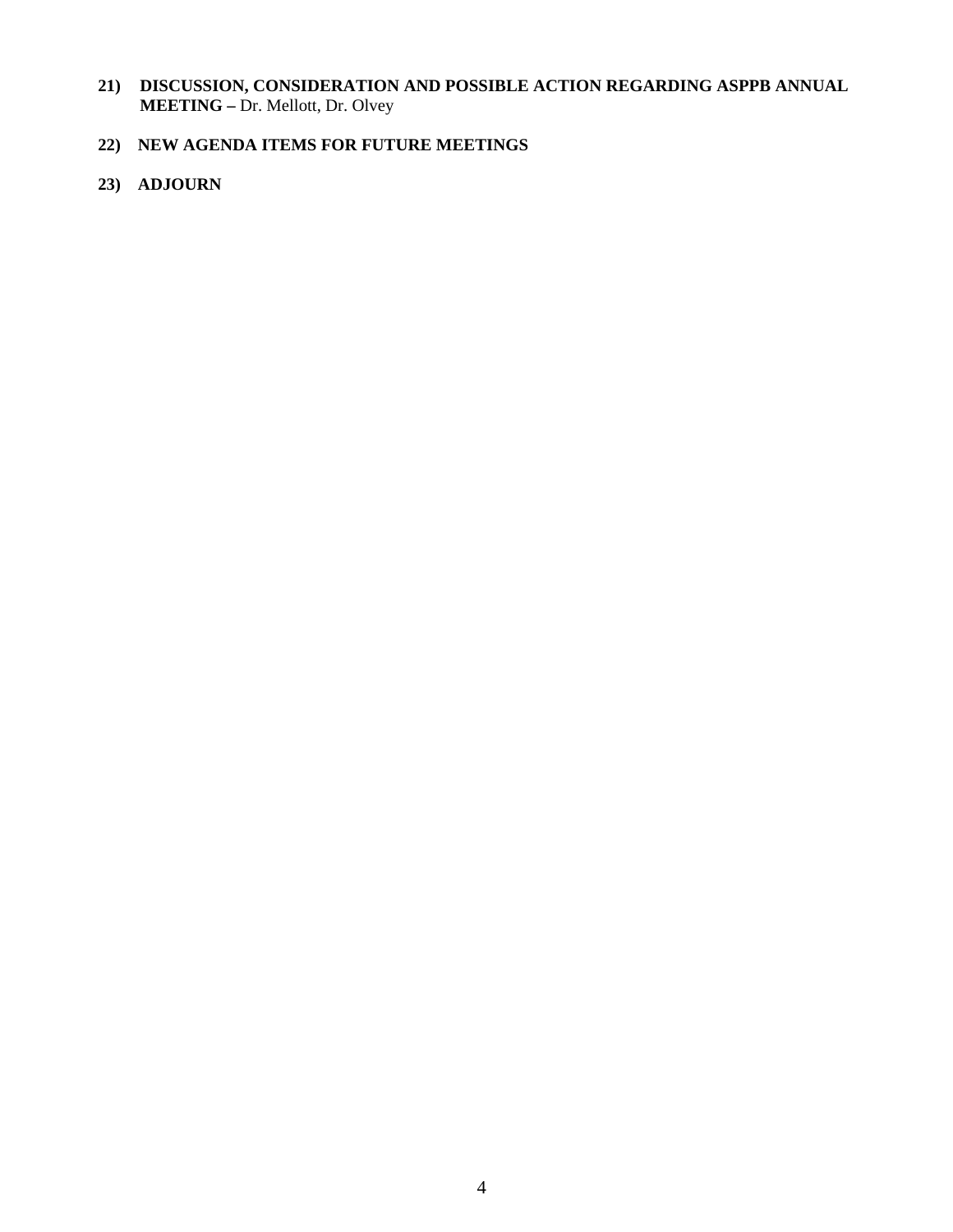21) **DISCUSSION, CONSIDERATION AND POSSIBLE ACTION REGARDING ASPPB ANNUAL MEETING –** Dr. Mellott, Dr. Olvey

22) **NEW AGENDA ITEMS FOR FUTURE MEETINGS**

23) **ADJOURN**